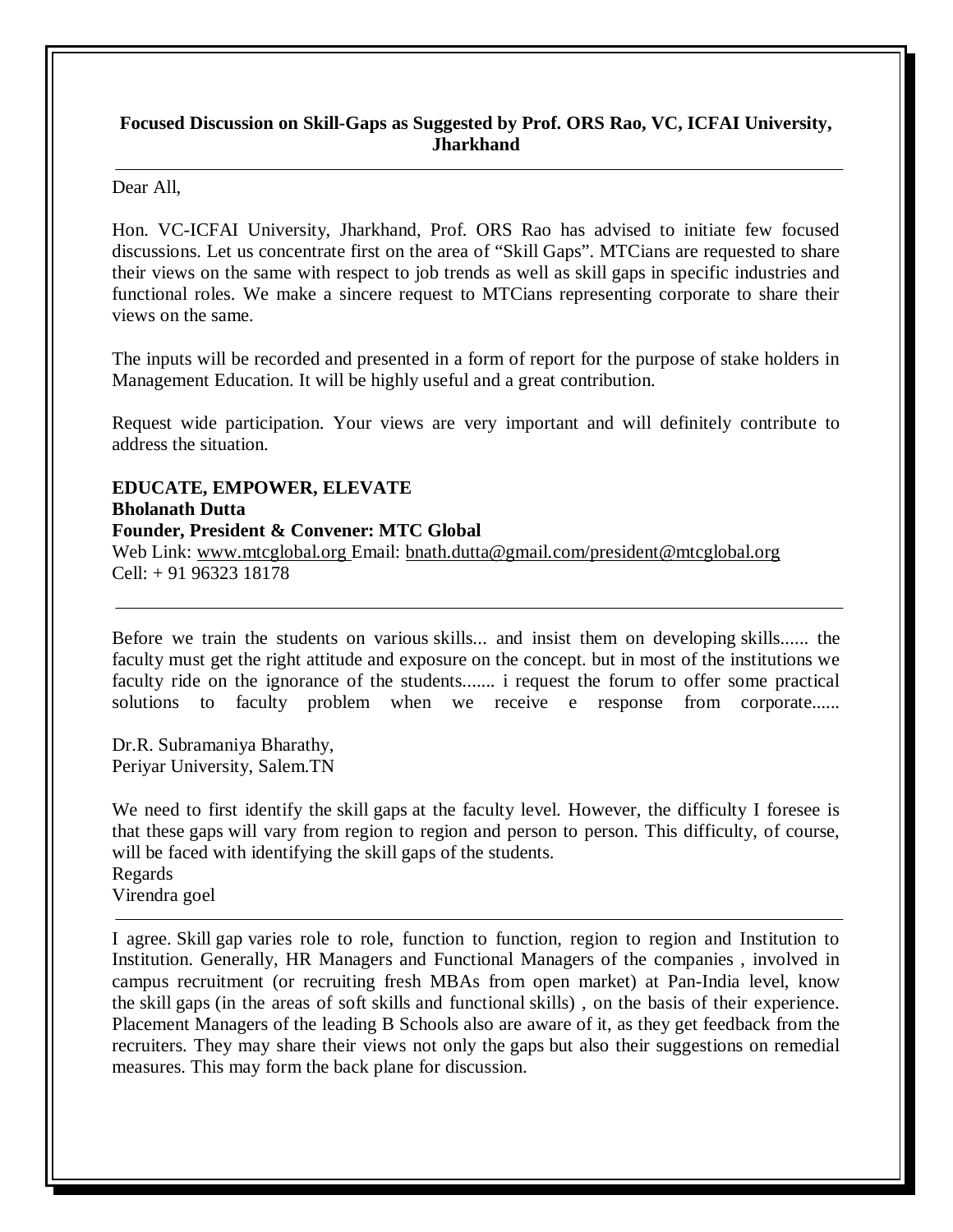**Focused Discussion on Skill-Gaps as Suggested by Prof. ORS Rao, VC, ICFAI University, Jharkhand**

---

Dear All,

Hon. VC-ICFAI University, Jharkhand, Prof. ORS Rao has advised to initiate few focused discussions. Let us concentrate first on the area of "Skill Gaps". MTCians are requested to share their views on the same with respect to job trends as well as skill gaps in specific industries and functional roles. We make a sincere request to MTCians representing corporate to share their views on the same.

The inputs will be recorded and presented in a form of report for the purpose of stake holders in Management Education. It will be highly useful and a great contribution.

Request wide participation. Your views are very important and will definitely contribute to address the situation.

**EDUCATE, EMPOWER, ELEVATE**
**Bholanath Dutta**
**Founder, President & Convener: MTC Global**
Web Link: www.mtcglobal.org Email: bnath.dutta@gmail.com/president@mtcglobal.org
Cell: + 91 96323 18178

---

Before we train the students on various skills... and insist them on developing skills...... the faculty must get the right attitude and exposure on the concept. but in most of the institutions we faculty ride on the ignorance of the students....... i request the forum to offer some practical solutions to faculty problem when we receive e response from corporate......

Dr.R. Subramaniya Bharathy,
Periyar University, Salem.TN

We need to first identify the skill gaps at the faculty level. However, the difficulty I foresee is that these gaps will vary from region to region and person to person. This difficulty, of course, will be faced with identifying the skill gaps of the students.
Regards
Virendra goel

---

I agree. Skill gap varies role to role, function to function, region to region and Institution to Institution. Generally, HR Managers and Functional Managers of the companies , involved in campus recruitment (or recruiting fresh MBAs from open market) at Pan-India level, know the skill gaps (in the areas of soft skills and functional skills) , on the basis of their experience. Placement Managers of the leading B Schools also are aware of it, as they get feedback from the recruiters. They may share their views not only the gaps but also their suggestions on remedial measures. This may form the back plane for discussion.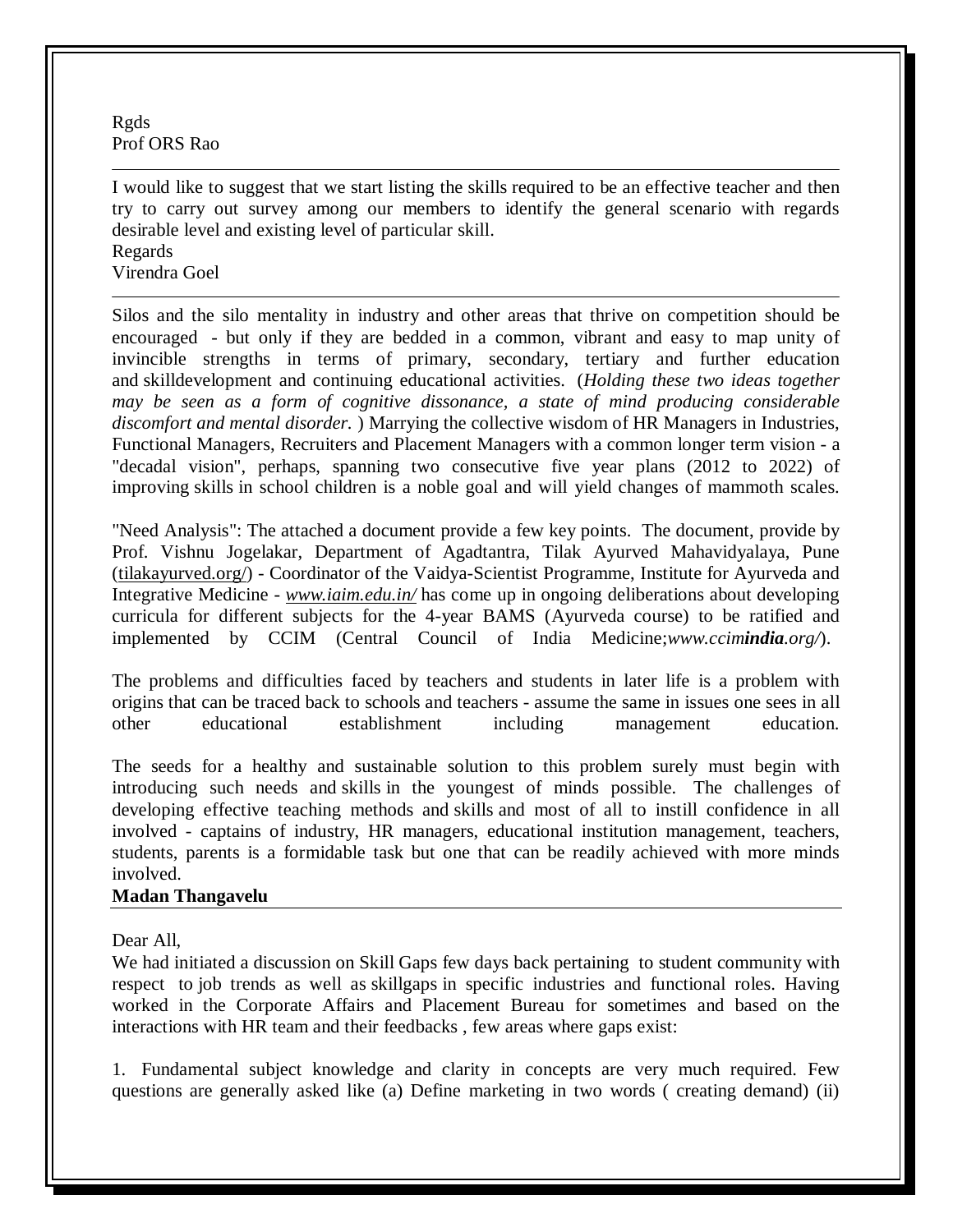Rgds
Prof ORS Rao

---

I would like to suggest that we start listing the skills required to be an effective teacher and then try to carry out survey among our members to identify the general scenario with regards desirable level and existing level of particular skill.
Regards
Virendra Goel

---

Silos and the silo mentality in industry and other areas that thrive on competition should be encouraged - but only if they are bedded in a common, vibrant and easy to map unity of invincible strengths in terms of primary, secondary, tertiary and further education and skilldevelopment and continuing educational activities. (*Holding these two ideas together may be seen as a form of cognitive dissonance, a state of mind producing considerable discomfort and mental disorder.* ) Marrying the collective wisdom of HR Managers in Industries, Functional Managers, Recruiters and Placement Managers with a common longer term vision - a "decadal vision", perhaps, spanning two consecutive five year plans (2012 to 2022) of improving skills in school children is a noble goal and will yield changes of mammoth scales.

"Need Analysis": The attached a document provide a few key points. The document, provide by Prof. Vishnu Jogelakar, Department of Agadtantra, Tilak Ayurved Mahavidyalaya, Pune (tilakayurved.org/) - Coordinator of the Vaidya-Scientist Programme, Institute for Ayurveda and Integrative Medicine - *www.iaim.edu.in/* has come up in ongoing deliberations about developing curricula for different subjects for the 4-year BAMS (Ayurveda course) to be ratified and implemented by CCIM (Central Council of India Medicine;*www.ccim**india**.org/*).

The problems and difficulties faced by teachers and students in later life is a problem with origins that can be traced back to schools and teachers - assume the same in issues one sees in all other educational establishment including management education.

The seeds for a healthy and sustainable solution to this problem surely must begin with introducing such needs and skills in the youngest of minds possible. The challenges of developing effective teaching methods and skills and most of all to instill confidence in all involved - captains of industry, HR managers, educational institution management, teachers, students, parents is a formidable task but one that can be readily achieved with more minds involved.
**Madan Thangavelu**

---

Dear All,
We had initiated a discussion on Skill Gaps few days back pertaining to student community with respect to job trends as well as skillgaps in specific industries and functional roles. Having worked in the Corporate Affairs and Placement Bureau for sometimes and based on the interactions with HR team and their feedbacks , few areas where gaps exist:

1. Fundamental subject knowledge and clarity in concepts are very much required. Few questions are generally asked like (a) Define marketing in two words ( creating demand) (ii)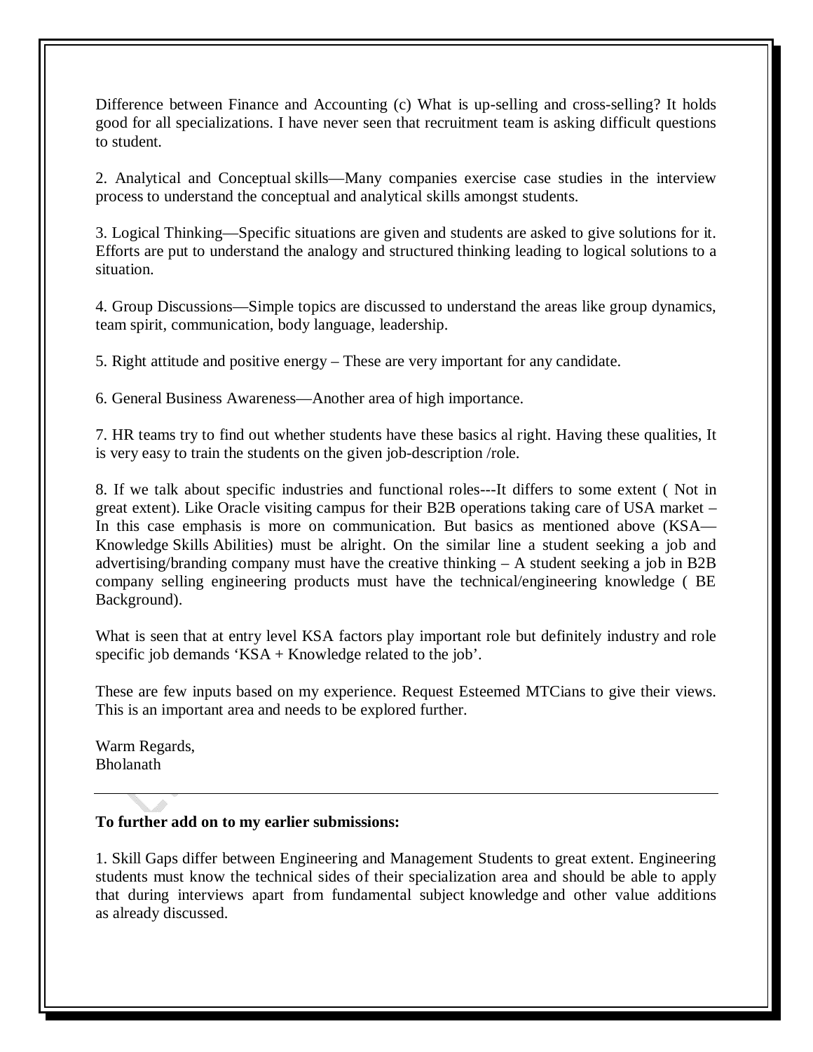Difference between Finance and Accounting (c) What is up-selling and cross-selling? It holds good for all specializations. I have never seen that recruitment team is asking difficult questions to student.

2. Analytical and Conceptual skills—Many companies exercise case studies in the interview process to understand the conceptual and analytical skills amongst students.

3. Logical Thinking—Specific situations are given and students are asked to give solutions for it. Efforts are put to understand the analogy and structured thinking leading to logical solutions to a situation.

4. Group Discussions—Simple topics are discussed to understand the areas like group dynamics, team spirit, communication, body language, leadership.

5. Right attitude and positive energy – These are very important for any candidate.

6. General Business Awareness—Another area of high importance.

7. HR teams try to find out whether students have these basics al right. Having these qualities, It is very easy to train the students on the given job-description /role.

8. If we talk about specific industries and functional roles---It differs to some extent ( Not in great extent). Like Oracle visiting campus for their B2B operations taking care of USA market – In this case emphasis is more on communication. But basics as mentioned above (KSA—Knowledge Skills Abilities) must be alright. On the similar line a student seeking a job and advertising/branding company must have the creative thinking – A student seeking a job in B2B company selling engineering products must have the technical/engineering knowledge ( BE Background).

What is seen that at entry level KSA factors play important role but definitely industry and role specific job demands 'KSA + Knowledge related to the job'.

These are few inputs based on my experience. Request Esteemed MTCians to give their views. This is an important area and needs to be explored further.

Warm Regards,
Bholanath

---

**To further add on to my earlier submissions:**

1. Skill Gaps differ between Engineering and Management Students to great extent. Engineering students must know the technical sides of their specialization area and should be able to apply that during interviews apart from fundamental subject knowledge and other value additions as already discussed.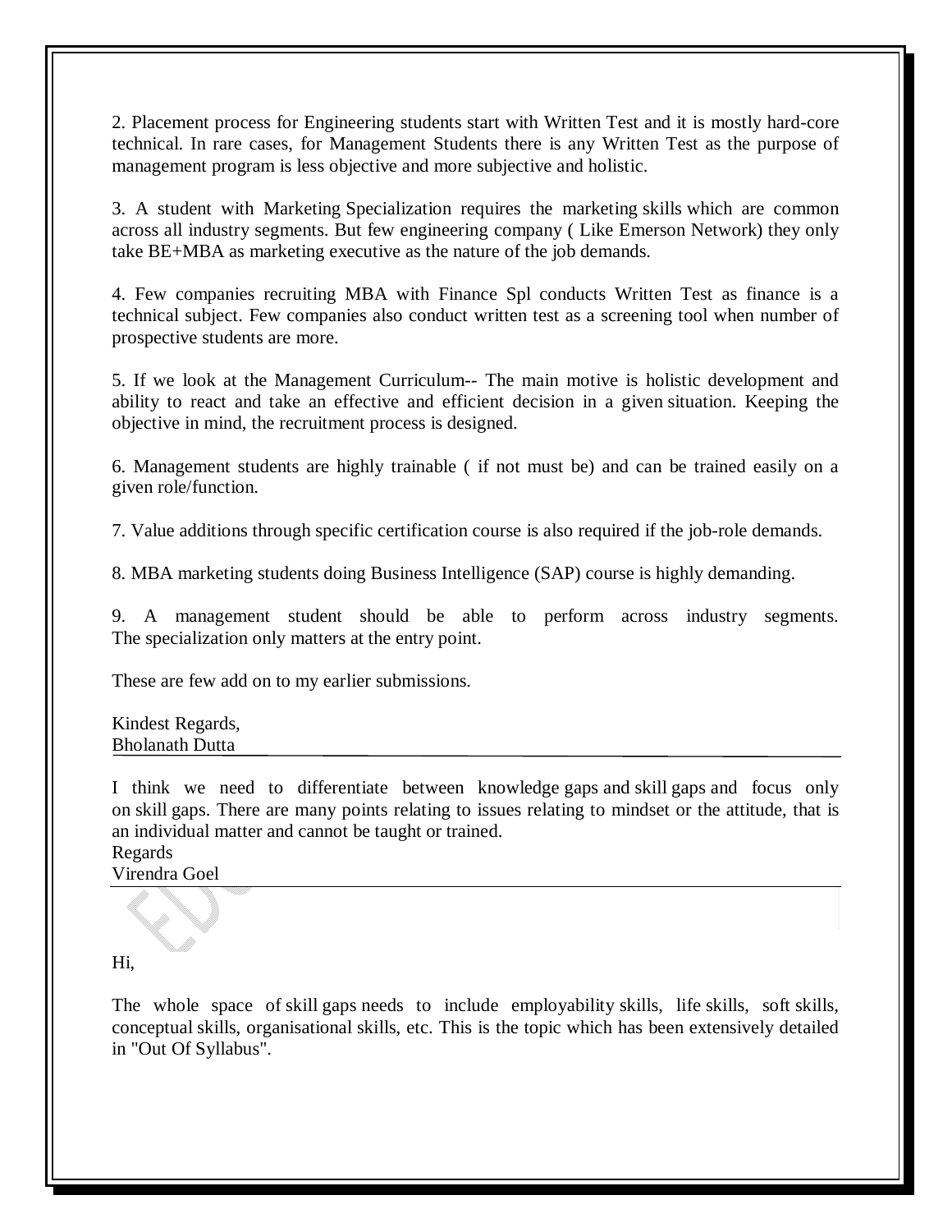2. Placement process for Engineering students start with Written Test and it is mostly hard-core technical. In rare cases, for Management Students there is any Written Test as the purpose of management program is less objective and more subjective and holistic.

3. A student with Marketing Specialization requires the marketing skills which are common across all industry segments. But few engineering company ( Like Emerson Network) they only take BE+MBA as marketing executive as the nature of the job demands.

4. Few companies recruiting MBA with Finance Spl conducts Written Test as finance is a technical subject. Few companies also conduct written test as a screening tool when number of prospective students are more.

5. If we look at the Management Curriculum-- The main motive is holistic development and ability to react and take an effective and efficient decision in a given situation. Keeping the objective in mind, the recruitment process is designed.

6. Management students are highly trainable ( if not must be) and can be trained easily on a given role/function.

7. Value additions through specific certification course is also required if the job-role demands.

8. MBA marketing students doing Business Intelligence (SAP) course is highly demanding.

9. A management student should be able to perform across industry segments. The specialization only matters at the entry point.

These are few add on to my earlier submissions.

Kindest Regards,
Bholanath Dutta

---

I think we need to differentiate between knowledge gaps and skill gaps and focus only on skill gaps. There are many points relating to issues relating to mindset or the attitude, that is an individual matter and cannot be taught or trained.
Regards
Virendra Goel

---

Hi,

The whole space of skill gaps needs to include employability skills, life skills, soft skills, conceptual skills, organisational skills, etc. This is the topic which has been extensively detailed in "Out Of Syllabus".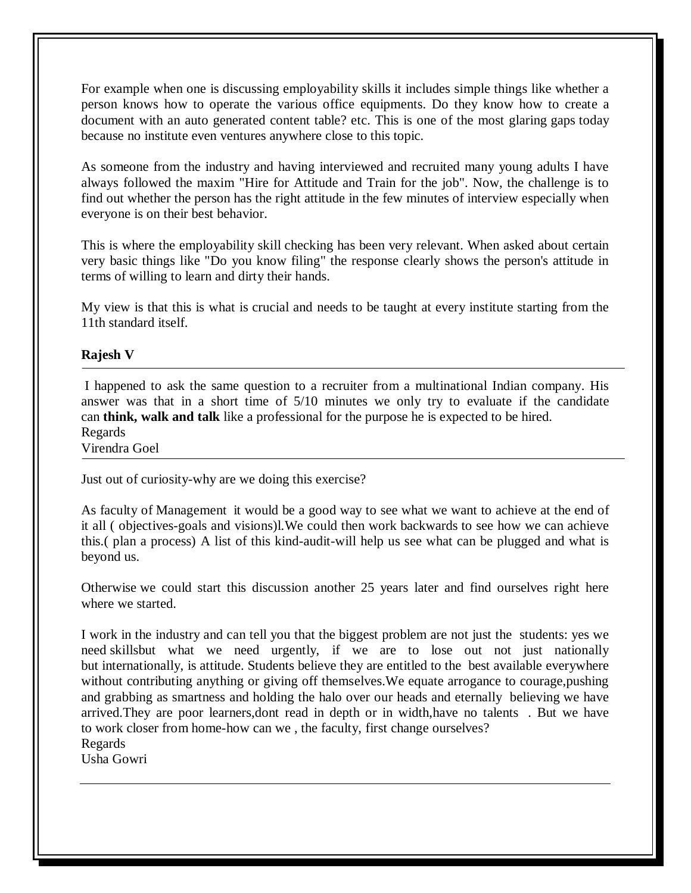For example when one is discussing employability skills it includes simple things like whether a person knows how to operate the various office equipments. Do they know how to create a document with an auto generated content table? etc. This is one of the most glaring gaps today because no institute even ventures anywhere close to this topic.

As someone from the industry and having interviewed and recruited many young adults I have always followed the maxim "Hire for Attitude and Train for the job". Now, the challenge is to find out whether the person has the right attitude in the few minutes of interview especially when everyone is on their best behavior.

This is where the employability skill checking has been very relevant. When asked about certain very basic things like "Do you know filing" the response clearly shows the person's attitude in terms of willing to learn and dirty their hands.

My view is that this is what is crucial and needs to be taught at every institute starting from the 11th standard itself.

**Rajesh V**

---

I happened to ask the same question to a recruiter from a multinational Indian company. His answer was that in a short time of 5/10 minutes we only try to evaluate if the candidate can **think, walk and talk** like a professional for the purpose he is expected to be hired.
Regards
Virendra Goel

---

Just out of curiosity-why are we doing this exercise?

As faculty of Management it would be a good way to see what we want to achieve at the end of it all ( objectives-goals and visions)l.We could then work backwards to see how we can achieve this.( plan a process) A list of this kind-audit-will help us see what can be plugged and what is beyond us.

Otherwise we could start this discussion another 25 years later and find ourselves right here where we started.

I work in the industry and can tell you that the biggest problem are not just the students: yes we need skillsbut what we need urgently, if we are to lose out not just nationally but internationally, is attitude. Students believe they are entitled to the best available everywhere without contributing anything or giving off themselves.We equate arrogance to courage,pushing and grabbing as smartness and holding the halo over our heads and eternally believing we have arrived.They are poor learners,dont read in depth or in width,have no talents . But we have to work closer from home-how can we , the faculty, first change ourselves?
Regards
Usha Gowri

---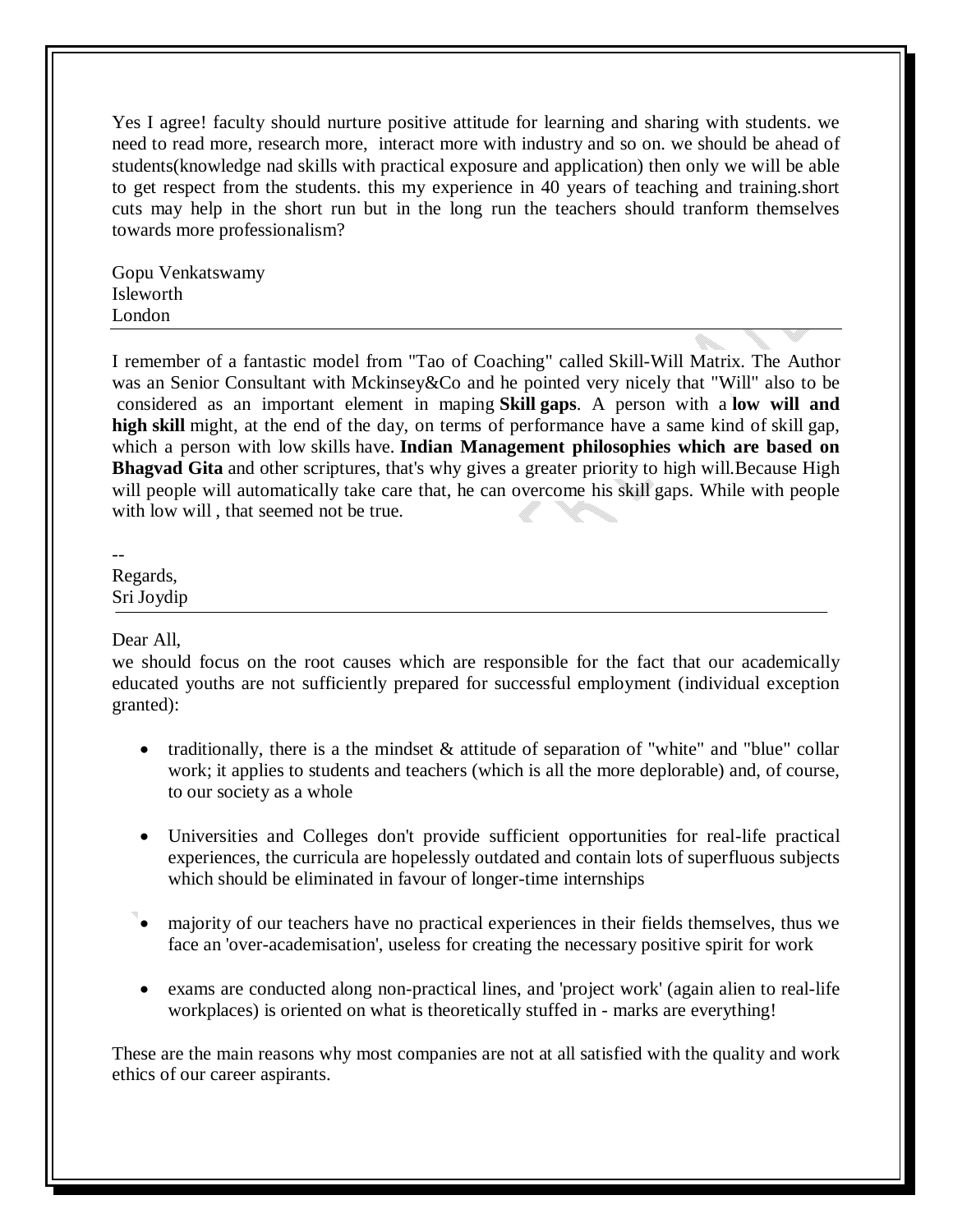Yes I agree! faculty should nurture positive attitude for learning and sharing with students. we need to read more, research more, interact more with industry and so on. we should be ahead of students(knowledge nad skills with practical exposure and application) then only we will be able to get respect from the students. this my experience in 40 years of teaching and training.short cuts may help in the short run but in the long run the teachers should tranform themselves towards more professionalism?

Gopu Venkatswamy
Isleworth
London

---

I remember of a fantastic model from "Tao of Coaching" called Skill-Will Matrix. The Author was an Senior Consultant with Mckinsey&Co and he pointed very nicely that "Will" also to be considered as an important element in maping **Skill gaps**. A person with a **low will and high skill** might, at the end of the day, on terms of performance have a same kind of skill gap, which a person with low skills have. **Indian Management philosophies which are based on Bhagvad Gita** and other scriptures, that's why gives a greater priority to high will.Because High will people will automatically take care that, he can overcome his skill gaps. While with people with low will , that seemed not be true.

--
Regards,
Sri Joydip

---

Dear All,
we should focus on the root causes which are responsible for the fact that our academically educated youths are not sufficiently prepared for successful employment (individual exception granted):

- traditionally, there is a the mindset & attitude of separation of "white" and "blue" collar work; it applies to students and teachers (which is all the more deplorable) and, of course, to our society as a whole
- Universities and Colleges don't provide sufficient opportunities for real-life practical experiences, the curricula are hopelessly outdated and contain lots of superfluous subjects which should be eliminated in favour of longer-time internships
- majority of our teachers have no practical experiences in their fields themselves, thus we face an 'over-academisation', useless for creating the necessary positive spirit for work
- exams are conducted along non-practical lines, and 'project work' (again alien to real-life workplaces) is oriented on what is theoretically stuffed in - marks are everything!

These are the main reasons why most companies are not at all satisfied with the quality and work ethics of our career aspirants.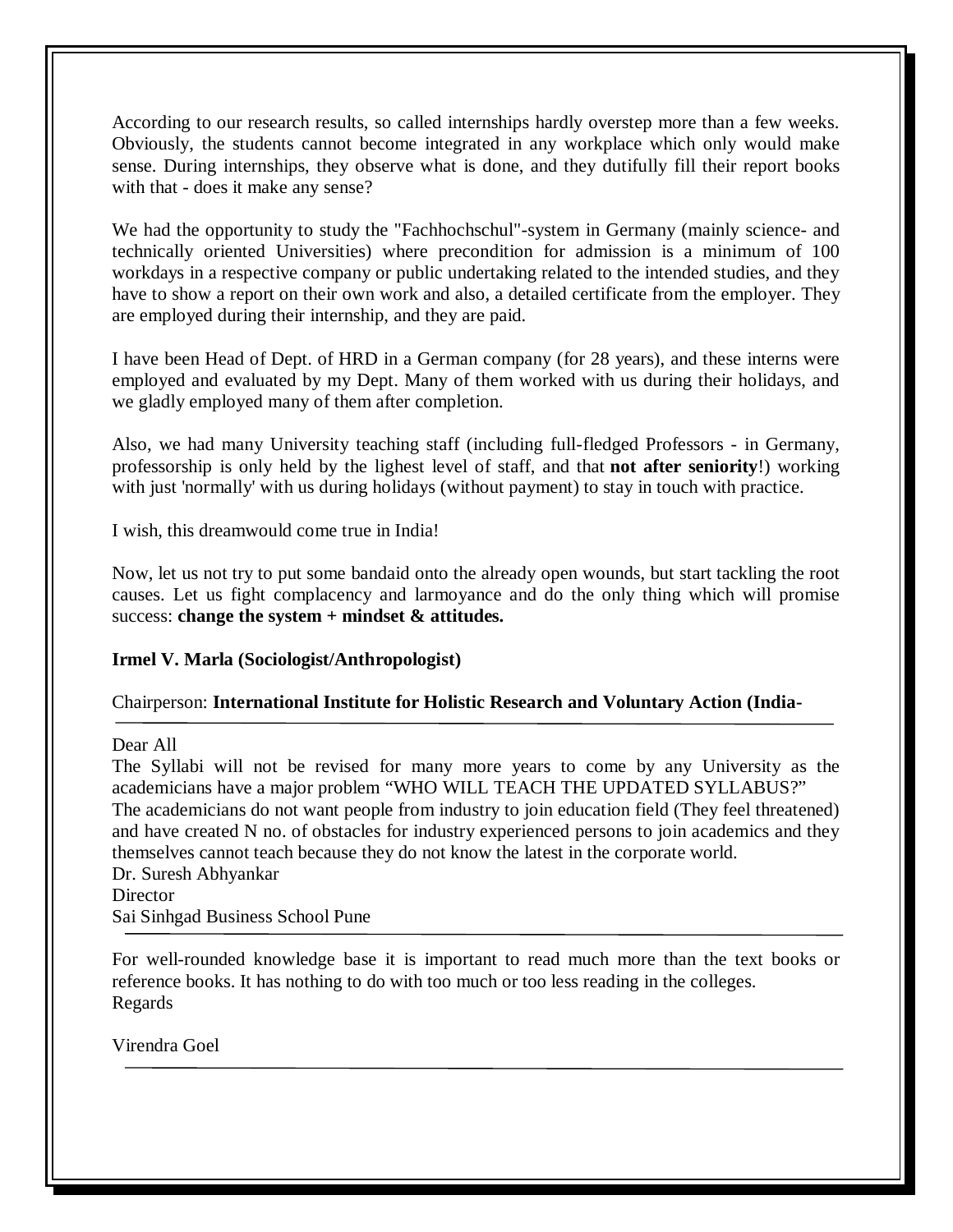According to our research results, so called internships hardly overstep more than a few weeks. Obviously, the students cannot become integrated in any workplace which only would make sense. During internships, they observe what is done, and they dutifully fill their report books with that - does it make any sense?

We had the opportunity to study the "Fachhochschul"-system in Germany (mainly science- and technically oriented Universities) where precondition for admission is a minimum of 100 workdays in a respective company or public undertaking related to the intended studies, and they have to show a report on their own work and also, a detailed certificate from the employer. They are employed during their internship, and they are paid.

I have been Head of Dept. of HRD in a German company (for 28 years), and these interns were employed and evaluated by my Dept. Many of them worked with us during their holidays, and we gladly employed many of them after completion.

Also, we had many University teaching staff (including full-fledged Professors - in Germany, professorship is only held by the lighest level of staff, and that **not after seniority**!) working with just 'normally' with us during holidays (without payment) to stay in touch with practice.

I wish, this dreamwould come true in India!

Now, let us not try to put some bandaid onto the already open wounds, but start tackling the root causes. Let us fight complacency and larmoyance and do the only thing which will promise success: **change the system + mindset & attitudes.**

**Irmel V. Marla (Sociologist/Anthropologist)**

Chairperson: **International Institute for Holistic Research and Voluntary Action (India-**

---

Dear All

The Syllabi will not be revised for many more years to come by any University as the academicians have a major problem "WHO WILL TEACH THE UPDATED SYLLABUS?"

The academicians do not want people from industry to join education field (They feel threatened) and have created N no. of obstacles for industry experienced persons to join academics and they themselves cannot teach because they do not know the latest in the corporate world.

Dr. Suresh Abhyankar

Director

Sai Sinhgad Business School Pune

---

For well-rounded knowledge base it is important to read much more than the text books or reference books. It has nothing to do with too much or too less reading in the colleges.

Regards

Virendra Goel

---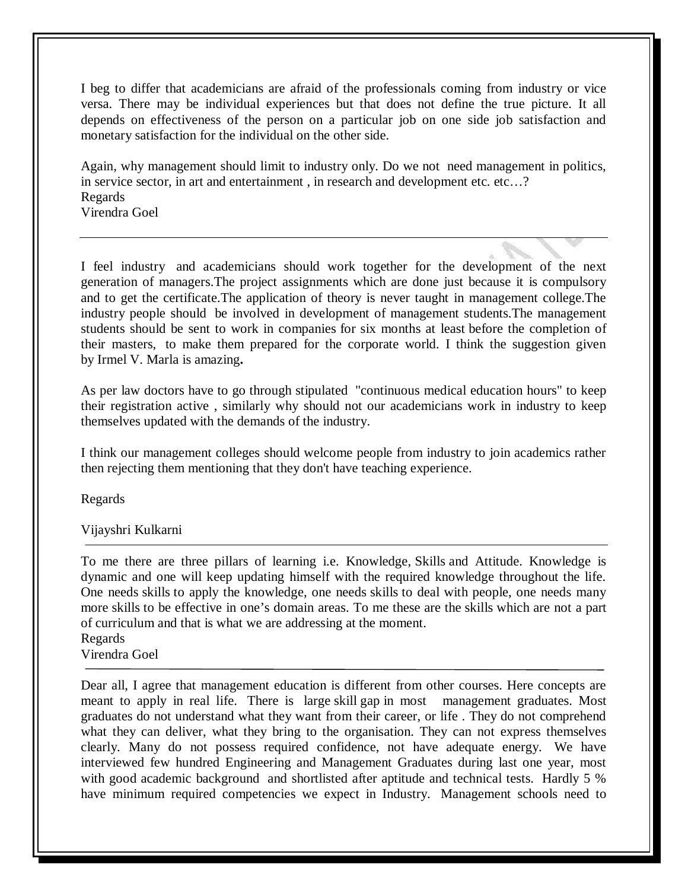I beg to differ that academicians are afraid of the professionals coming from industry or vice versa. There may be individual experiences but that does not define the true picture. It all depends on effectiveness of the person on a particular job on one side job satisfaction and monetary satisfaction for the individual on the other side.

Again, why management should limit to industry only. Do we not need management in politics, in service sector, in art and entertainment , in research and development etc. etc…?
Regards
Virendra Goel

---

I feel industry and academicians should work together for the development of the next generation of managers.The project assignments which are done just because it is compulsory and to get the certificate.The application of theory is never taught in management college.The industry people should be involved in development of management students.The management students should be sent to work in companies for six months at least before the completion of their masters, to make them prepared for the corporate world. I think the suggestion given by Irmel V. Marla is amazing**.**

As per law doctors have to go through stipulated "continuous medical education hours" to keep their registration active , similarly why should not our academicians work in industry to keep themselves updated with the demands of the industry.

I think our management colleges should welcome people from industry to join academics rather then rejecting them mentioning that they don't have teaching experience.

Regards

Vijayshri Kulkarni

---

To me there are three pillars of learning i.e. Knowledge, Skills and Attitude. Knowledge is dynamic and one will keep updating himself with the required knowledge throughout the life. One needs skills to apply the knowledge, one needs skills to deal with people, one needs many more skills to be effective in one's domain areas. To me these are the skills which are not a part of curriculum and that is what we are addressing at the moment.
Regards
Virendra Goel

---

Dear all, I agree that management education is different from other courses. Here concepts are meant to apply in real life. There is large skill gap in most management graduates. Most graduates do not understand what they want from their career, or life . They do not comprehend what they can deliver, what they bring to the organisation. They can not express themselves clearly. Many do not possess required confidence, not have adequate energy. We have interviewed few hundred Engineering and Management Graduates during last one year, most with good academic background and shortlisted after aptitude and technical tests. Hardly 5 % have minimum required competencies we expect in Industry. Management schools need to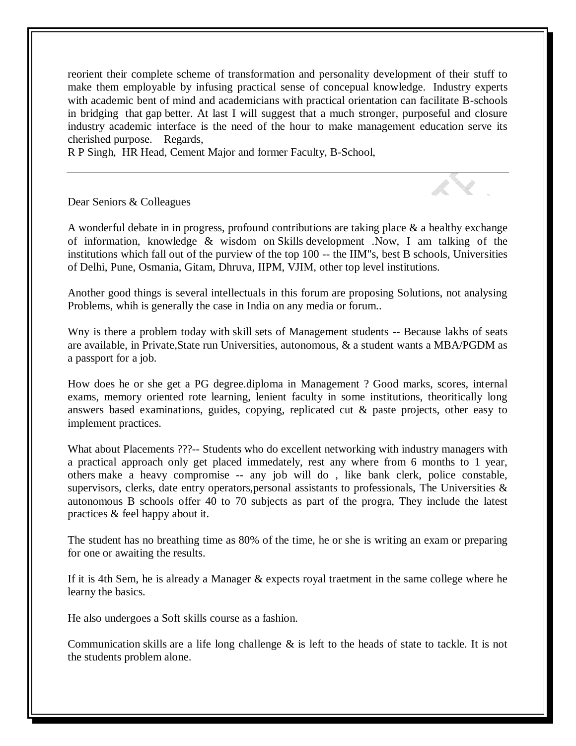reorient their complete scheme of transformation and personality development of their stuff to make them employable by infusing practical sense of concepual knowledge. Industry experts with academic bent of mind and academicians with practical orientation can facilitate B-schools in bridging that gap better. At last I will suggest that a much stronger, purposeful and closure industry academic interface is the need of the hour to make management education serve its cherished purpose. Regards,
R P Singh, HR Head, Cement Major and former Faculty, B-School,

---

Dear Seniors & Colleagues

A wonderful debate in in progress, profound contributions are taking place & a healthy exchange of information, knowledge & wisdom on Skills development .Now, I am talking of the institutions which fall out of the purview of the top 100 -- the IIM"s, best B schools, Universities of Delhi, Pune, Osmania, Gitam, Dhruva, IIPM, VJIM, other top level institutions.

Another good things is several intellectuals in this forum are proposing Solutions, not analysing Problems, whih is generally the case in India on any media or forum..

Wny is there a problem today with skill sets of Management students -- Because lakhs of seats are available, in Private,State run Universities, autonomous, & a student wants a MBA/PGDM as a passport for a job.

How does he or she get a PG degree.diploma in Management ? Good marks, scores, internal exams, memory oriented rote learning, lenient faculty in some institutions, theoritically long answers based examinations, guides, copying, replicated cut & paste projects, other easy to implement practices.

What about Placements ???-- Students who do excellent networking with industry managers with a practical approach only get placed immedately, rest any where from 6 months to 1 year, others make a heavy compromise -- any job will do , like bank clerk, police constable, supervisors, clerks, date entry operators,personal assistants to professionals, The Universities & autonomous B schools offer 40 to 70 subjects as part of the progra, They include the latest practices & feel happy about it.

The student has no breathing time as 80% of the time, he or she is writing an exam or preparing for one or awaiting the results.

If it is 4th Sem, he is already a Manager & expects royal traetment in the same college where he learny the basics.

He also undergoes a Soft skills course as a fashion.

Communication skills are a life long challenge & is left to the heads of state to tackle. It is not the students problem alone.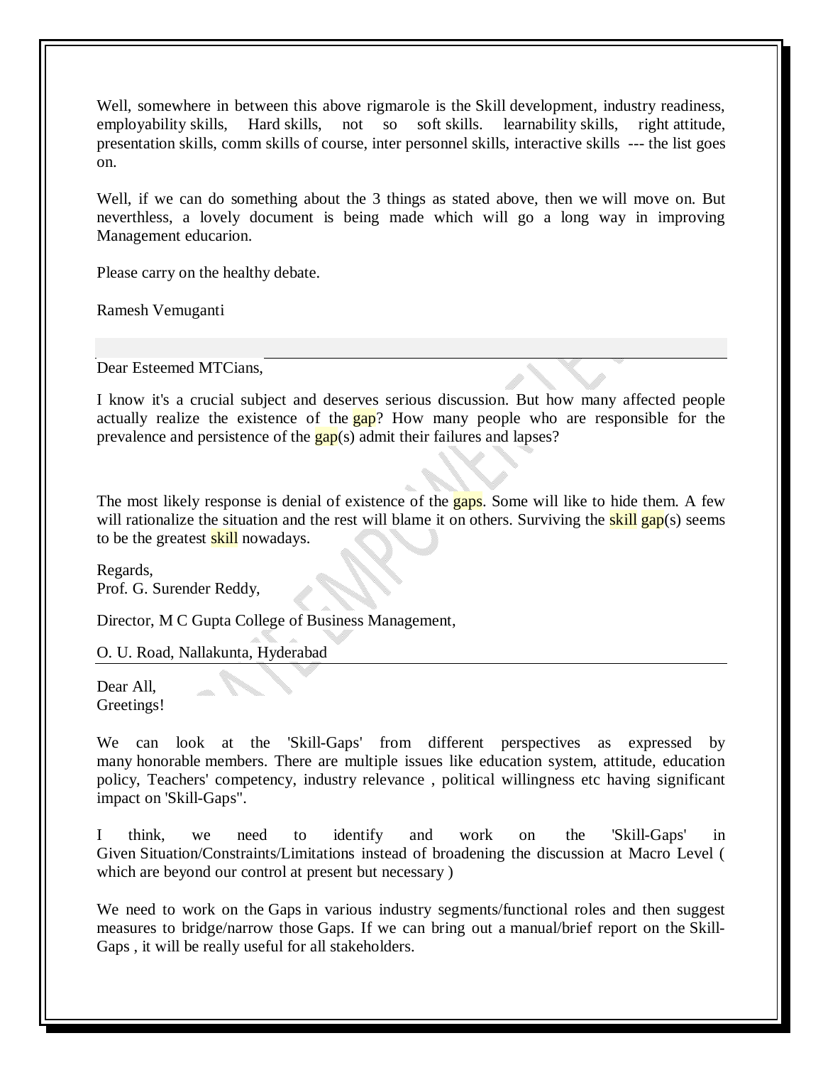Well, somewhere in between this above rigmarole is the Skill development, industry readiness, employability skills, Hard skills, not so soft skills. learnability skills, right attitude, presentation skills, comm skills of course, inter personnel skills, interactive skills --- the list goes on.

Well, if we can do something about the 3 things as stated above, then we will move on. But neverthless, a lovely document is being made which will go a long way in improving Management educarion.

Please carry on the healthy debate.

Ramesh Vemuganti

---

Dear Esteemed MTCians,

I know it's a crucial subject and deserves serious discussion. But how many affected people actually realize the existence of the gap? How many people who are responsible for the prevalence and persistence of the gap(s) admit their failures and lapses?

The most likely response is denial of existence of the gaps. Some will like to hide them. A few will rationalize the situation and the rest will blame it on others. Surviving the skill gap(s) seems to be the greatest skill nowadays.

Regards,
Prof. G. Surender Reddy,

Director, M C Gupta College of Business Management,

O. U. Road, Nallakunta, Hyderabad

---

Dear All,
Greetings!

We can look at the 'Skill-Gaps' from different perspectives as expressed by many honorable members. There are multiple issues like education system, attitude, education policy, Teachers' competency, industry relevance , political willingness etc having significant impact on 'Skill-Gaps".

I think, we need to identify and work on the 'Skill-Gaps' in Given Situation/Constraints/Limitations instead of broadening the discussion at Macro Level ( which are beyond our control at present but necessary )

We need to work on the Gaps in various industry segments/functional roles and then suggest measures to bridge/narrow those Gaps. If we can bring out a manual/brief report on the Skill-Gaps , it will be really useful for all stakeholders.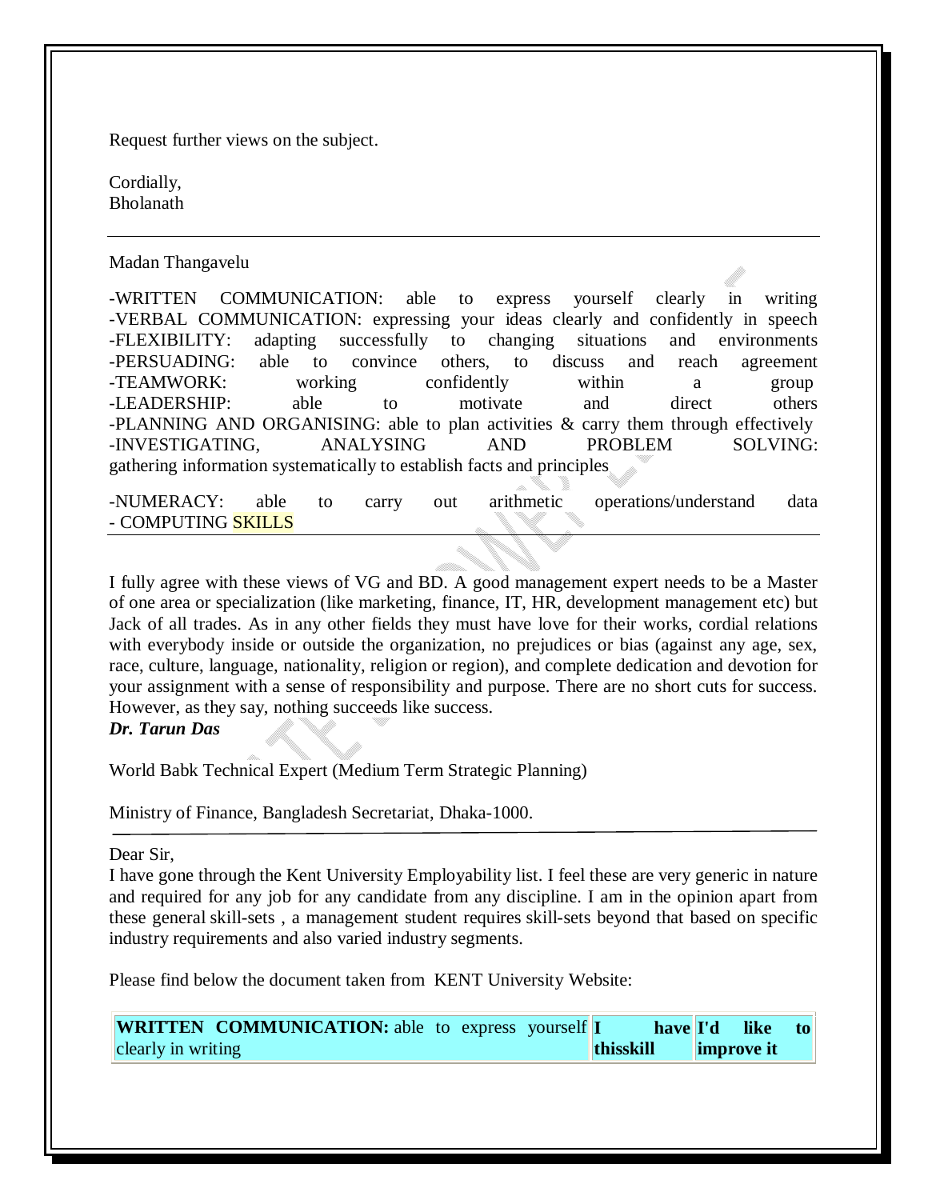Request further views on the subject.

Cordially,
Bholanath

---

Madan Thangavelu

-WRITTEN COMMUNICATION: able to express yourself clearly in writing
-VERBAL COMMUNICATION: expressing your ideas clearly and confidently in speech
-FLEXIBILITY: adapting successfully to changing situations and environments
-PERSUADING: able to convince others, to discuss and reach agreement
-TEAMWORK: working confidently within a group
-LEADERSHIP: able to motivate and direct others
-PLANNING AND ORGANISING: able to plan activities & carry them through effectively
-INVESTIGATING, ANALYSING AND PROBLEM SOLVING: gathering information systematically to establish facts and principles

-NUMERACY: able to carry out arithmetic operations/understand data
- COMPUTING SKILLS

---

I fully agree with these views of VG and BD. A good management expert needs to be a Master of one area or specialization (like marketing, finance, IT, HR, development management etc) but Jack of all trades. As in any other fields they must have love for their works, cordial relations with everybody inside or outside the organization, no prejudices or bias (against any age, sex, race, culture, language, nationality, religion or region), and complete dedication and devotion for your assignment with a sense of responsibility and purpose. There are no short cuts for success. However, as they say, nothing succeeds like success.

***Dr. Tarun Das***

World Babk Technical Expert (Medium Term Strategic Planning)

Ministry of Finance, Bangladesh Secretariat, Dhaka-1000.

---

Dear Sir,
I have gone through the Kent University Employability list. I feel these are very generic in nature and required for any job for any candidate from any discipline. I am in the opinion apart from these general skill-sets , a management student requires skill-sets beyond that based on specific industry requirements and also varied industry segments.

Please find below the document taken from KENT University Website:

| **WRITTEN COMMUNICATION:** able to express yourself clearly in writing | **I have thisskill** | **I'd like to improve it** |
|---|---|---|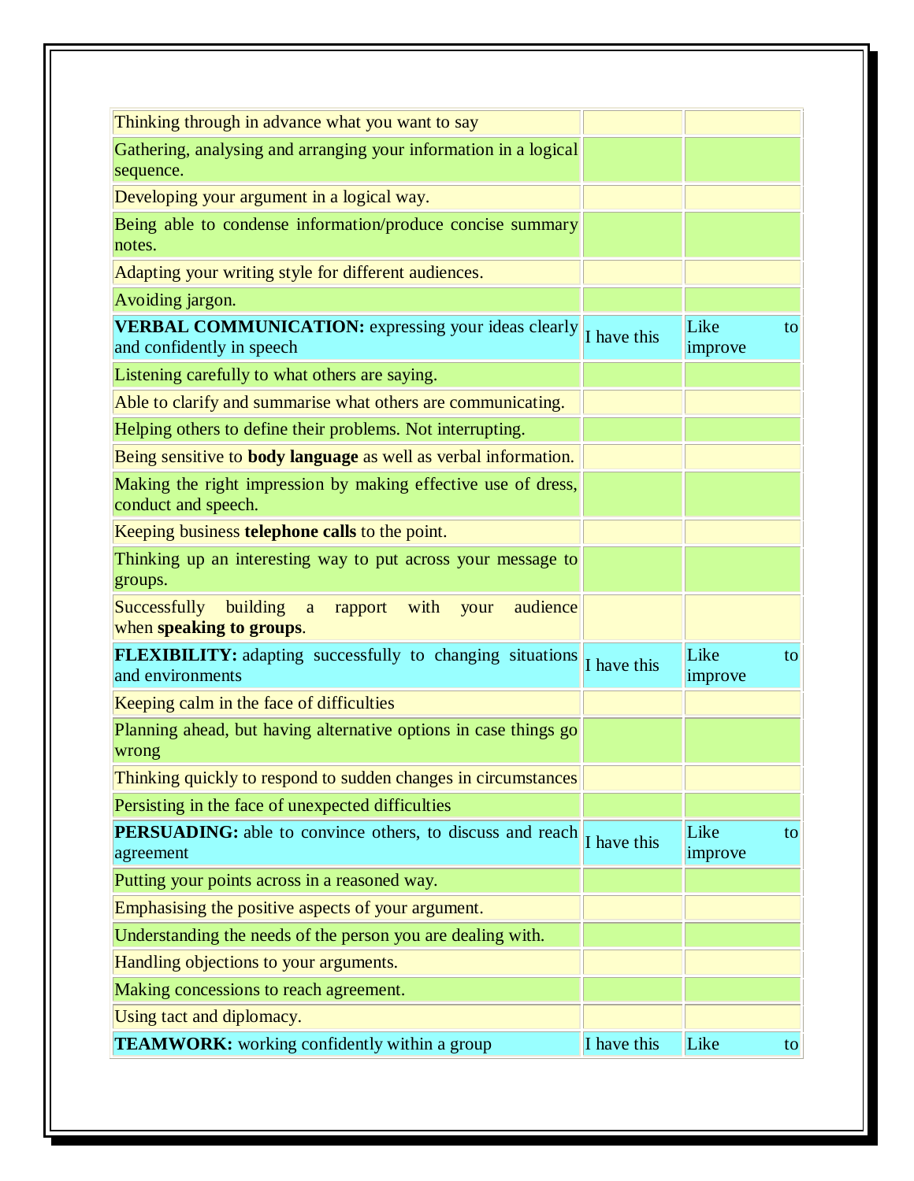| | | |
|---|---|---|
| Thinking through in advance what you want to say | | |
| Gathering, analysing and arranging your information in a logical sequence. | | |
| Developing your argument in a logical way. | | |
| Being able to condense information/produce concise summary notes. | | |
| Adapting your writing style for different audiences. | | |
| Avoiding jargon. | | |
| **VERBAL COMMUNICATION:** expressing your ideas clearly and confidently in speech | I have this | Like to improve |
| Listening carefully to what others are saying. | | |
| Able to clarify and summarise what others are communicating. | | |
| Helping others to define their problems. Not interrupting. | | |
| Being sensitive to **body language** as well as verbal information. | | |
| Making the right impression by making effective use of dress, conduct and speech. | | |
| Keeping business **telephone calls** to the point. | | |
| Thinking up an interesting way to put across your message to groups. | | |
| Successfully building a rapport with your audience when **speaking to groups**. | | |
| **FLEXIBILITY:** adapting successfully to changing situations and environments | I have this | Like to improve |
| Keeping calm in the face of difficulties | | |
| Planning ahead, but having alternative options in case things go wrong | | |
| Thinking quickly to respond to sudden changes in circumstances | | |
| Persisting in the face of unexpected difficulties | | |
| **PERSUADING:** able to convince others, to discuss and reach agreement | I have this | Like to improve |
| Putting your points across in a reasoned way. | | |
| Emphasising the positive aspects of your argument. | | |
| Understanding the needs of the person you are dealing with. | | |
| Handling objections to your arguments. | | |
| Making concessions to reach agreement. | | |
| Using tact and diplomacy. | | |
| **TEAMWORK:** working confidently within a group | I have this | Like to |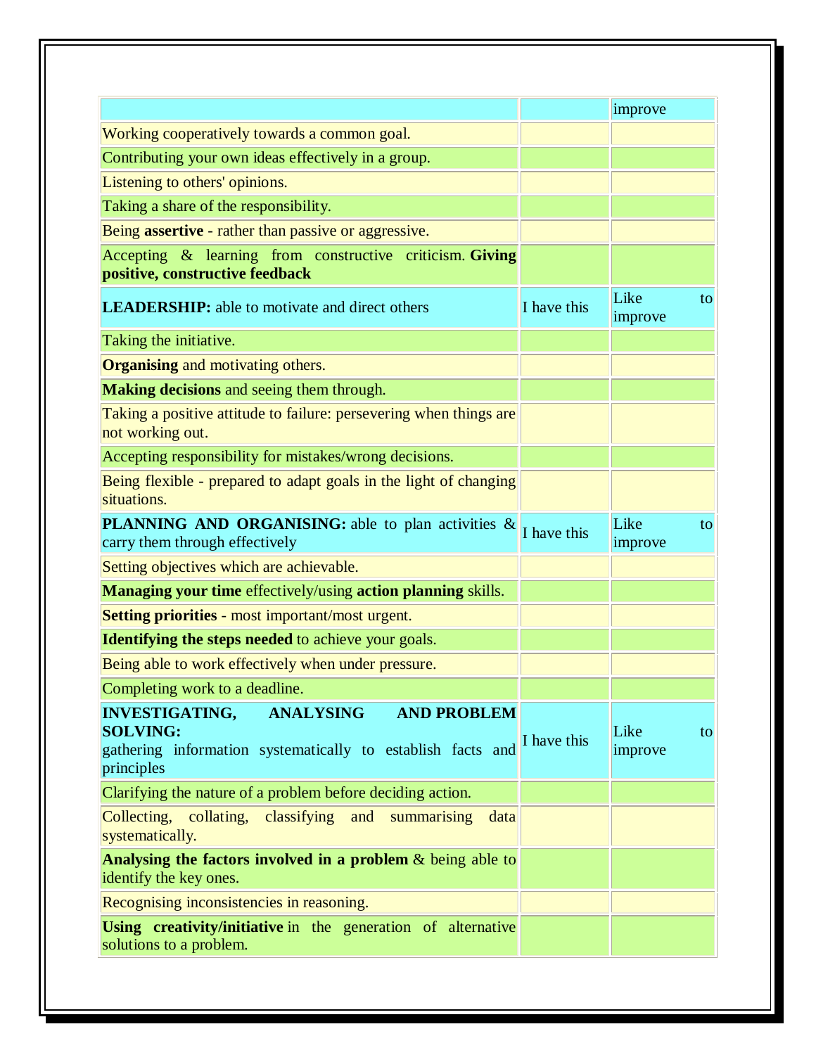| | | improve |
|---|---|---|
| Working cooperatively towards a common goal. | | |
| Contributing your own ideas effectively in a group. | | |
| Listening to others' opinions. | | |
| Taking a share of the responsibility. | | |
| Being **assertive** - rather than passive or aggressive. | | |
| Accepting & learning from constructive criticism. **Giving positive, constructive feedback** | | |
| **LEADERSHIP:** able to motivate and direct others | I have this | Like to improve |
| Taking the initiative. | | |
| **Organising** and motivating others. | | |
| **Making decisions** and seeing them through. | | |
| Taking a positive attitude to failure: persevering when things are not working out. | | |
| Accepting responsibility for mistakes/wrong decisions. | | |
| Being flexible - prepared to adapt goals in the light of changing situations. | | |
| **PLANNING AND ORGANISING:** able to plan activities & carry them through effectively | I have this | Like to improve |
| Setting objectives which are achievable. | | |
| **Managing your time** effectively/using **action planning** skills. | | |
| **Setting priorities** - most important/most urgent. | | |
| **Identifying the steps needed** to achieve your goals. | | |
| Being able to work effectively when under pressure. | | |
| Completing work to a deadline. | | |
| **INVESTIGATING, ANALYSING AND PROBLEM SOLVING:** gathering information systematically to establish facts and principles | I have this | Like to improve |
| Clarifying the nature of a problem before deciding action. | | |
| Collecting, collating, classifying and summarising data systematically. | | |
| **Analysing the factors involved in a problem** & being able to identify the key ones. | | |
| Recognising inconsistencies in reasoning. | | |
| **Using creativity/initiative** in the generation of alternative solutions to a problem. | | |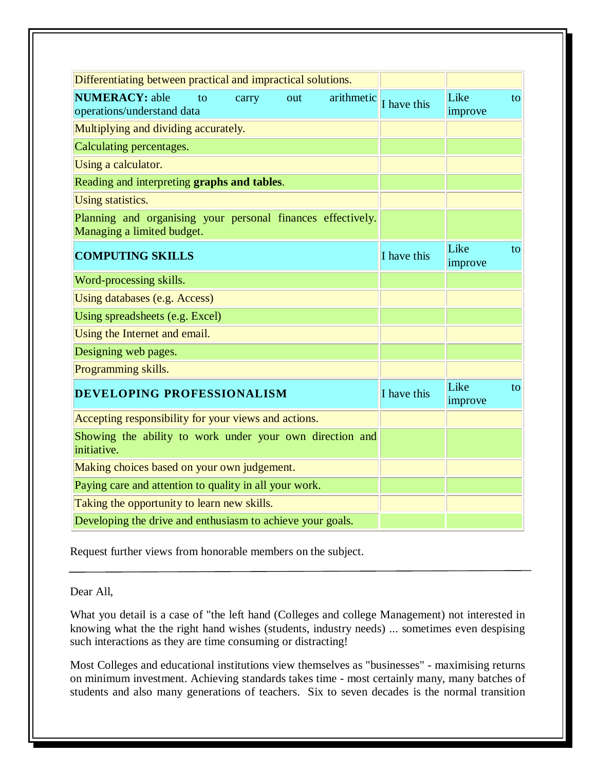| Differentiating between practical and impractical solutions. | | |
|---|---|---|
| **NUMERACY:** able to carry out arithmetic operations/understand data | I have this | Like to improve |
| Multiplying and dividing accurately. | | |
| Calculating percentages. | | |
| Using a calculator. | | |
| Reading and interpreting **graphs and tables**. | | |
| Using statistics. | | |
| Planning and organising your personal finances effectively. Managing a limited budget. | | |
| **COMPUTING SKILLS** | I have this | Like to improve |
| Word-processing skills. | | |
| Using databases (e.g. Access) | | |
| Using spreadsheets (e.g. Excel) | | |
| Using the Internet and email. | | |
| Designing web pages. | | |
| Programming skills. | | |
| **DEVELOPING PROFESSIONALISM** | I have this | Like to improve |
| Accepting responsibility for your views and actions. | | |
| Showing the ability to work under your own direction and initiative. | | |
| Making choices based on your own judgement. | | |
| Paying care and attention to quality in all your work. | | |
| Taking the opportunity to learn new skills. | | |
| Developing the drive and enthusiasm to achieve your goals. | | |

Request further views from honorable members on the subject.

---

Dear All,

What you detail is a case of "the left hand (Colleges and college Management) not interested in knowing what the the right hand wishes (students, industry needs) ... sometimes even despising such interactions as they are time consuming or distracting!

Most Colleges and educational institutions view themselves as "businesses" - maximising returns on minimum investment. Achieving standards takes time - most certainly many, many batches of students and also many generations of teachers. Six to seven decades is the normal transition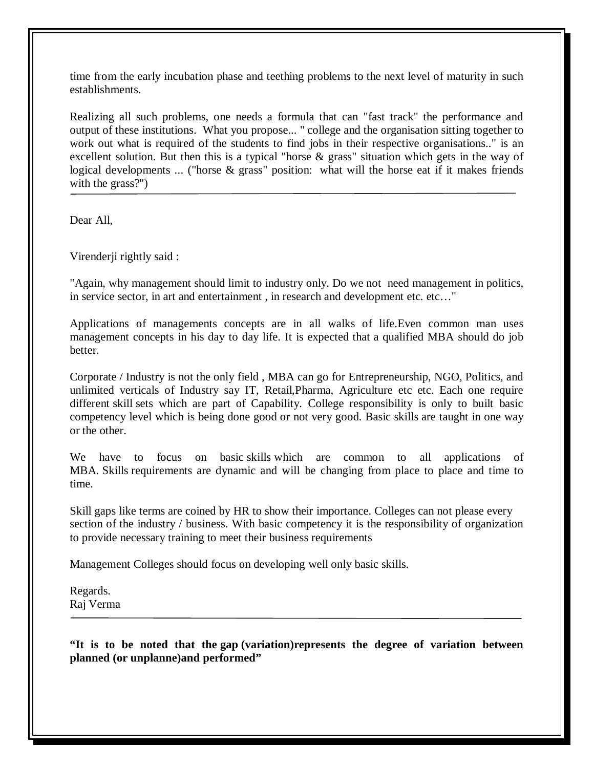time from the early incubation phase and teething problems to the next level of maturity in such establishments.

Realizing all such problems, one needs a formula that can "fast track" the performance and output of these institutions. What you propose... " college and the organisation sitting together to work out what is required of the students to find jobs in their respective organisations.." is an excellent solution. But then this is a typical "horse & grass" situation which gets in the way of logical developments ... ("horse & grass" position: what will the horse eat if it makes friends with the grass?")

---

Dear All,

Virenderji rightly said :

"Again, why management should limit to industry only. Do we not need management in politics, in service sector, in art and entertainment , in research and development etc. etc…"

Applications of managements concepts are in all walks of life.Even common man uses management concepts in his day to day life. It is expected that a qualified MBA should do job better.

Corporate / Industry is not the only field , MBA can go for Entrepreneurship, NGO, Politics, and unlimited verticals of Industry say IT, Retail,Pharma, Agriculture etc etc. Each one require different skill sets which are part of Capability. College responsibility is only to built basic competency level which is being done good or not very good. Basic skills are taught in one way or the other.

We have to focus on basic skills which are common to all applications of MBA. Skills requirements are dynamic and will be changing from place to place and time to time.

Skill gaps like terms are coined by HR to show their importance. Colleges can not please every section of the industry / business. With basic competency it is the responsibility of organization to provide necessary training to meet their business requirements

Management Colleges should focus on developing well only basic skills.

Regards.
Raj Verma

---

**"It is to be noted that the gap (variation)represents the degree of variation between planned (or unplanne)and performed"**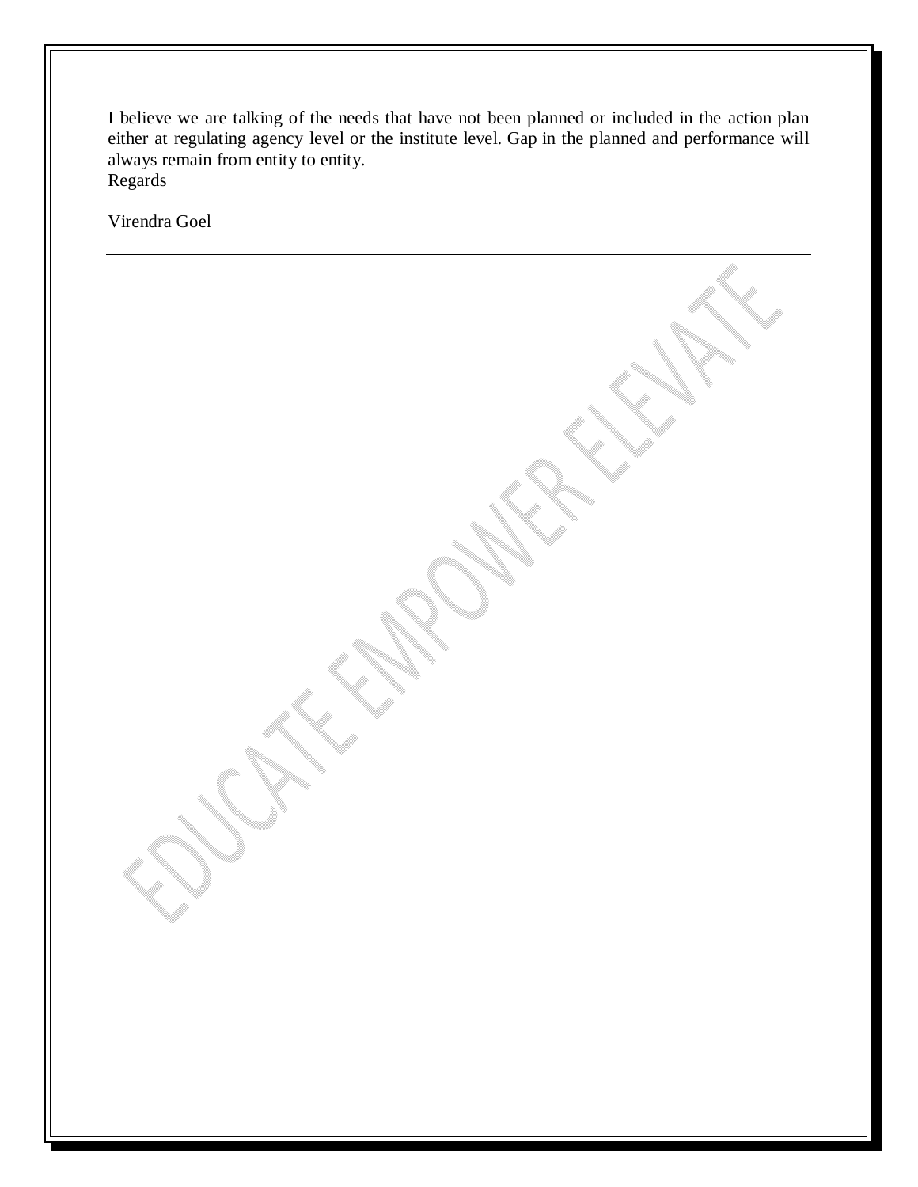I believe we are talking of the needs that have not been planned or included in the action plan either at regulating agency level or the institute level. Gap in the planned and performance will always remain from entity to entity.
Regards

Virendra Goel

---